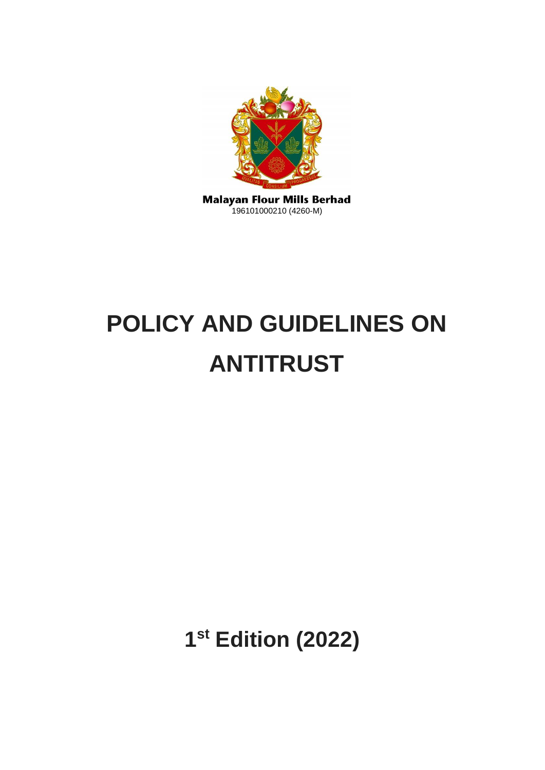Malayan Flour Mills Berhad
196101000210 (4260-M)

# POLICY AND GUIDELINES ON ANTITRUST

## 1st Edition (2022)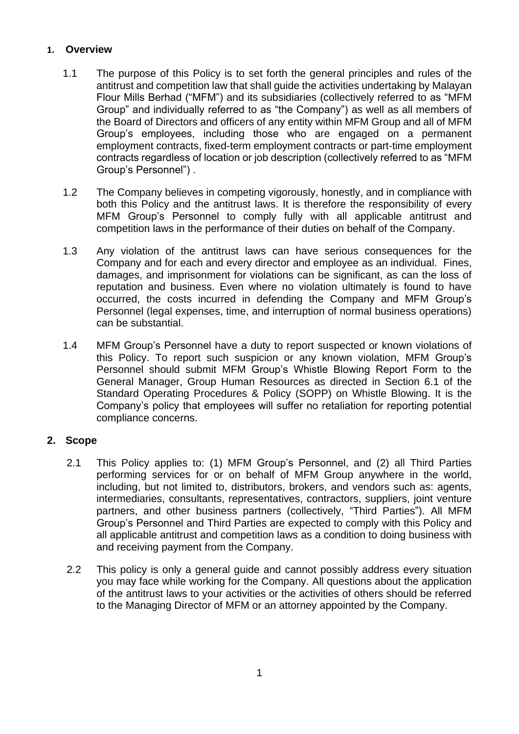## 1. Overview

1.1 The purpose of this Policy is to set forth the general principles and rules of the antitrust and competition law that shall guide the activities undertaking by Malayan Flour Mills Berhad ("MFM") and its subsidiaries (collectively referred to as "MFM Group" and individually referred to as "the Company") as well as all members of the Board of Directors and officers of any entity within MFM Group and all of MFM Group's employees, including those who are engaged on a permanent employment contracts, fixed-term employment contracts or part-time employment contracts regardless of location or job description (collectively referred to as "MFM Group's Personnel") .

1.2 The Company believes in competing vigorously, honestly, and in compliance with both this Policy and the antitrust laws. It is therefore the responsibility of every MFM Group's Personnel to comply fully with all applicable antitrust and competition laws in the performance of their duties on behalf of the Company.

1.3 Any violation of the antitrust laws can have serious consequences for the Company and for each and every director and employee as an individual. Fines, damages, and imprisonment for violations can be significant, as can the loss of reputation and business. Even where no violation ultimately is found to have occurred, the costs incurred in defending the Company and MFM Group's Personnel (legal expenses, time, and interruption of normal business operations) can be substantial.

1.4 MFM Group's Personnel have a duty to report suspected or known violations of this Policy. To report such suspicion or any known violation, MFM Group's Personnel should submit MFM Group's Whistle Blowing Report Form to the General Manager, Group Human Resources as directed in Section 6.1 of the Standard Operating Procedures & Policy (SOPP) on Whistle Blowing. It is the Company's policy that employees will suffer no retaliation for reporting potential compliance concerns.

## 2. Scope

2.1 This Policy applies to: (1) MFM Group's Personnel, and (2) all Third Parties performing services for or on behalf of MFM Group anywhere in the world, including, but not limited to, distributors, brokers, and vendors such as: agents, intermediaries, consultants, representatives, contractors, suppliers, joint venture partners, and other business partners (collectively, "Third Parties"). All MFM Group's Personnel and Third Parties are expected to comply with this Policy and all applicable antitrust and competition laws as a condition to doing business with and receiving payment from the Company.

2.2 This policy is only a general guide and cannot possibly address every situation you may face while working for the Company. All questions about the application of the antitrust laws to your activities or the activities of others should be referred to the Managing Director of MFM or an attorney appointed by the Company.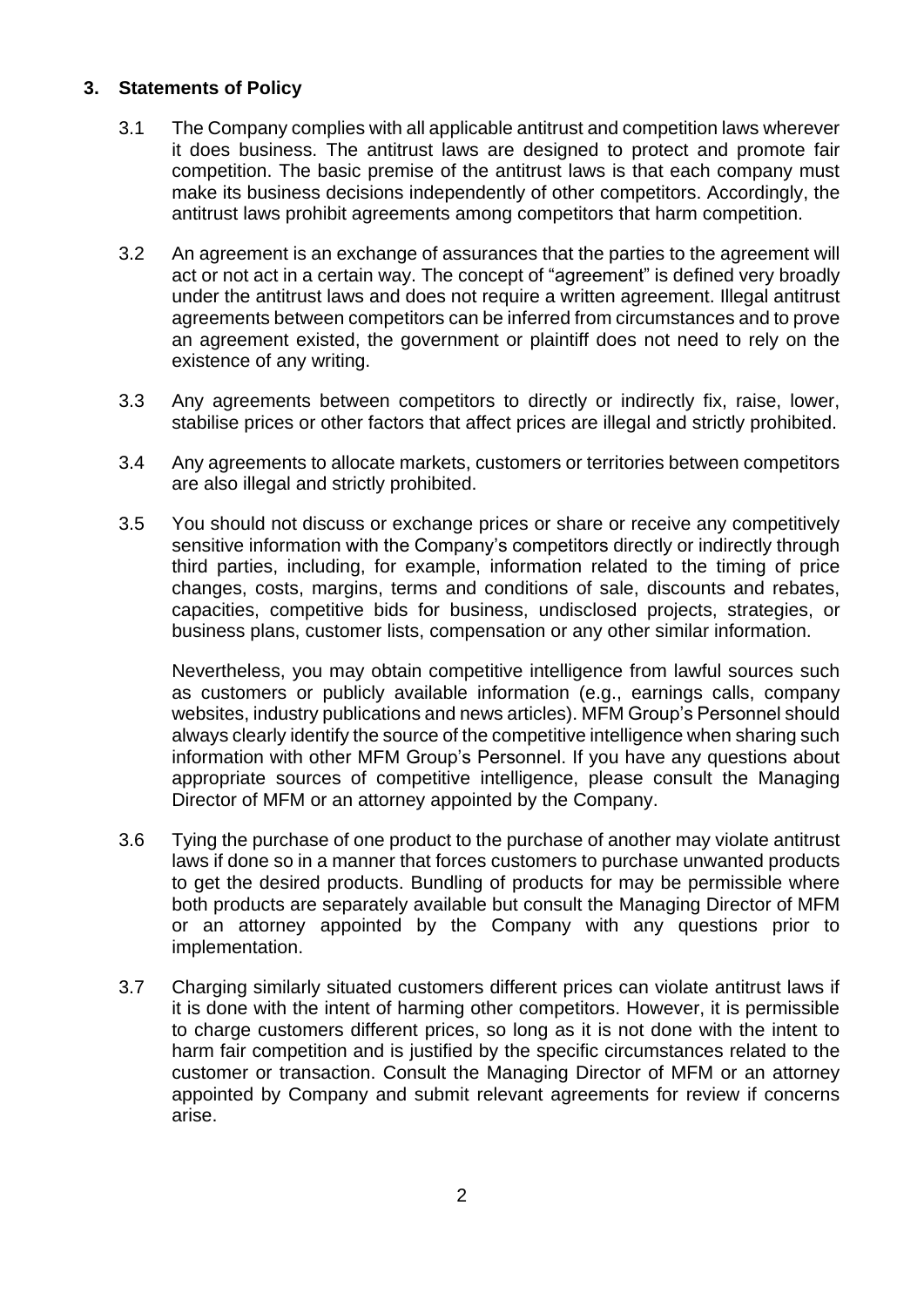## 3. Statements of Policy

3.1 The Company complies with all applicable antitrust and competition laws wherever it does business. The antitrust laws are designed to protect and promote fair competition. The basic premise of the antitrust laws is that each company must make its business decisions independently of other competitors. Accordingly, the antitrust laws prohibit agreements among competitors that harm competition.

3.2 An agreement is an exchange of assurances that the parties to the agreement will act or not act in a certain way. The concept of "agreement" is defined very broadly under the antitrust laws and does not require a written agreement. Illegal antitrust agreements between competitors can be inferred from circumstances and to prove an agreement existed, the government or plaintiff does not need to rely on the existence of any writing.

3.3 Any agreements between competitors to directly or indirectly fix, raise, lower, stabilise prices or other factors that affect prices are illegal and strictly prohibited.

3.4 Any agreements to allocate markets, customers or territories between competitors are also illegal and strictly prohibited.

3.5 You should not discuss or exchange prices or share or receive any competitively sensitive information with the Company's competitors directly or indirectly through third parties, including, for example, information related to the timing of price changes, costs, margins, terms and conditions of sale, discounts and rebates, capacities, competitive bids for business, undisclosed projects, strategies, or business plans, customer lists, compensation or any other similar information.

Nevertheless, you may obtain competitive intelligence from lawful sources such as customers or publicly available information (e.g., earnings calls, company websites, industry publications and news articles). MFM Group's Personnel should always clearly identify the source of the competitive intelligence when sharing such information with other MFM Group's Personnel. If you have any questions about appropriate sources of competitive intelligence, please consult the Managing Director of MFM or an attorney appointed by the Company.

3.6 Tying the purchase of one product to the purchase of another may violate antitrust laws if done so in a manner that forces customers to purchase unwanted products to get the desired products. Bundling of products for may be permissible where both products are separately available but consult the Managing Director of MFM or an attorney appointed by the Company with any questions prior to implementation.

3.7 Charging similarly situated customers different prices can violate antitrust laws if it is done with the intent of harming other competitors. However, it is permissible to charge customers different prices, so long as it is not done with the intent to harm fair competition and is justified by the specific circumstances related to the customer or transaction. Consult the Managing Director of MFM or an attorney appointed by Company and submit relevant agreements for review if concerns arise.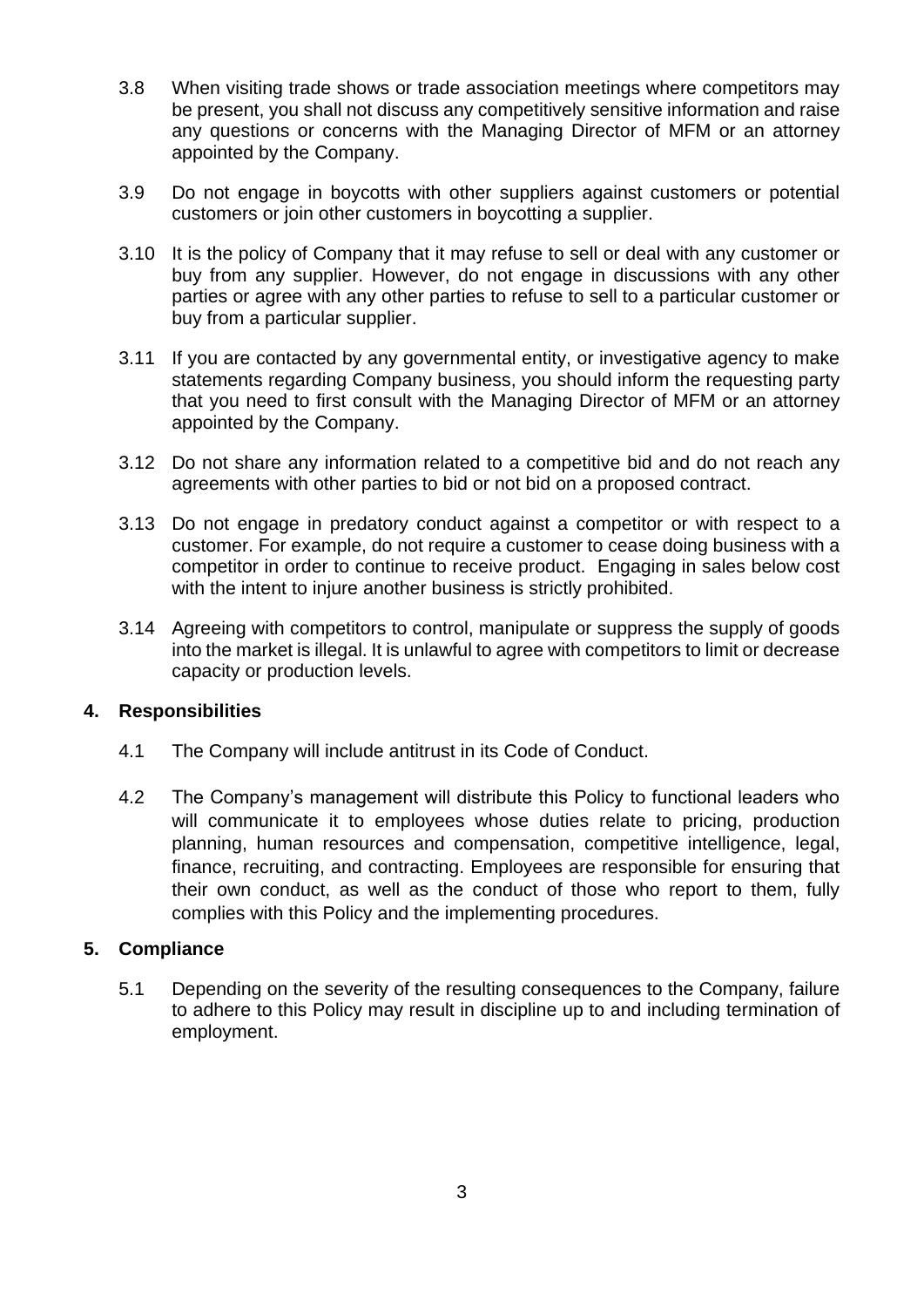3.8 When visiting trade shows or trade association meetings where competitors may be present, you shall not discuss any competitively sensitive information and raise any questions or concerns with the Managing Director of MFM or an attorney appointed by the Company.

3.9 Do not engage in boycotts with other suppliers against customers or potential customers or join other customers in boycotting a supplier.

3.10 It is the policy of Company that it may refuse to sell or deal with any customer or buy from any supplier. However, do not engage in discussions with any other parties or agree with any other parties to refuse to sell to a particular customer or buy from a particular supplier.

3.11 If you are contacted by any governmental entity, or investigative agency to make statements regarding Company business, you should inform the requesting party that you need to first consult with the Managing Director of MFM or an attorney appointed by the Company.

3.12 Do not share any information related to a competitive bid and do not reach any agreements with other parties to bid or not bid on a proposed contract.

3.13 Do not engage in predatory conduct against a competitor or with respect to a customer. For example, do not require a customer to cease doing business with a competitor in order to continue to receive product. Engaging in sales below cost with the intent to injure another business is strictly prohibited.

3.14 Agreeing with competitors to control, manipulate or suppress the supply of goods into the market is illegal. It is unlawful to agree with competitors to limit or decrease capacity or production levels.

## 4. Responsibilities

4.1 The Company will include antitrust in its Code of Conduct.

4.2 The Company's management will distribute this Policy to functional leaders who will communicate it to employees whose duties relate to pricing, production planning, human resources and compensation, competitive intelligence, legal, finance, recruiting, and contracting. Employees are responsible for ensuring that their own conduct, as well as the conduct of those who report to them, fully complies with this Policy and the implementing procedures.

## 5. Compliance

5.1 Depending on the severity of the resulting consequences to the Company, failure to adhere to this Policy may result in discipline up to and including termination of employment.